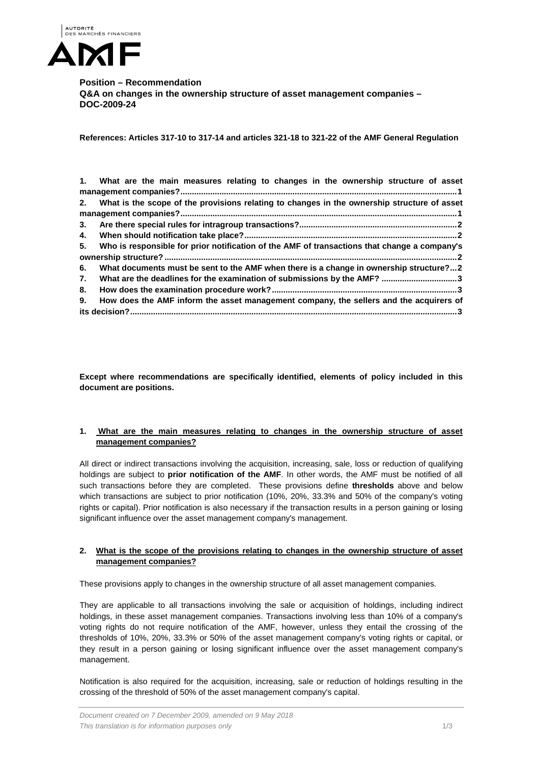AUTORITÉ DES MARCHÉS FINANCIERS

AMF

**Position – Recommendation**
**Q&A on changes in the ownership structure of asset management companies – DOC-2009-24**

**References: Articles 317-10 to 317-14 and articles 321-18 to 321-22 of the AMF General Regulation**

1. What are the main measures relating to changes in the ownership structure of asset management companies? ... 1
2. What is the scope of the provisions relating to changes in the ownership structure of asset management companies? ... 1
3. Are there special rules for intragroup transactions? ... 2
4. When should notification take place? ... 2
5. Who is responsible for prior notification of the AMF of transactions that change a company's ownership structure? ... 2
6. What documents must be sent to the AMF when there is a change in ownership structure? ... 2
7. What are the deadlines for the examination of submissions by the AMF? ... 3
8. How does the examination procedure work? ... 3
9. How does the AMF inform the asset management company, the sellers and the acquirers of its decision? ... 3

**Except where recommendations are specifically identified, elements of policy included in this document are positions.**

## 1. What are the main measures relating to changes in the ownership structure of asset management companies?

All direct or indirect transactions involving the acquisition, increasing, sale, loss or reduction of qualifying holdings are subject to **prior notification of the AMF**. In other words, the AMF must be notified of all such transactions before they are completed. These provisions define **thresholds** above and below which transactions are subject to prior notification (10%, 20%, 33.3% and 50% of the company's voting rights or capital). Prior notification is also necessary if the transaction results in a person gaining or losing significant influence over the asset management company's management.

## 2. What is the scope of the provisions relating to changes in the ownership structure of asset management companies?

These provisions apply to changes in the ownership structure of all asset management companies.

They are applicable to all transactions involving the sale or acquisition of holdings, including indirect holdings, in these asset management companies. Transactions involving less than 10% of a company's voting rights do not require notification of the AMF, however, unless they entail the crossing of the thresholds of 10%, 20%, 33.3% or 50% of the asset management company's voting rights or capital, or they result in a person gaining or losing significant influence over the asset management company's management.

Notification is also required for the acquisition, increasing, sale or reduction of holdings resulting in the crossing of the threshold of 50% of the asset management company's capital.

*Document created on 7 December 2009, amended on 9 May 2018*
*This translation is for information purposes only*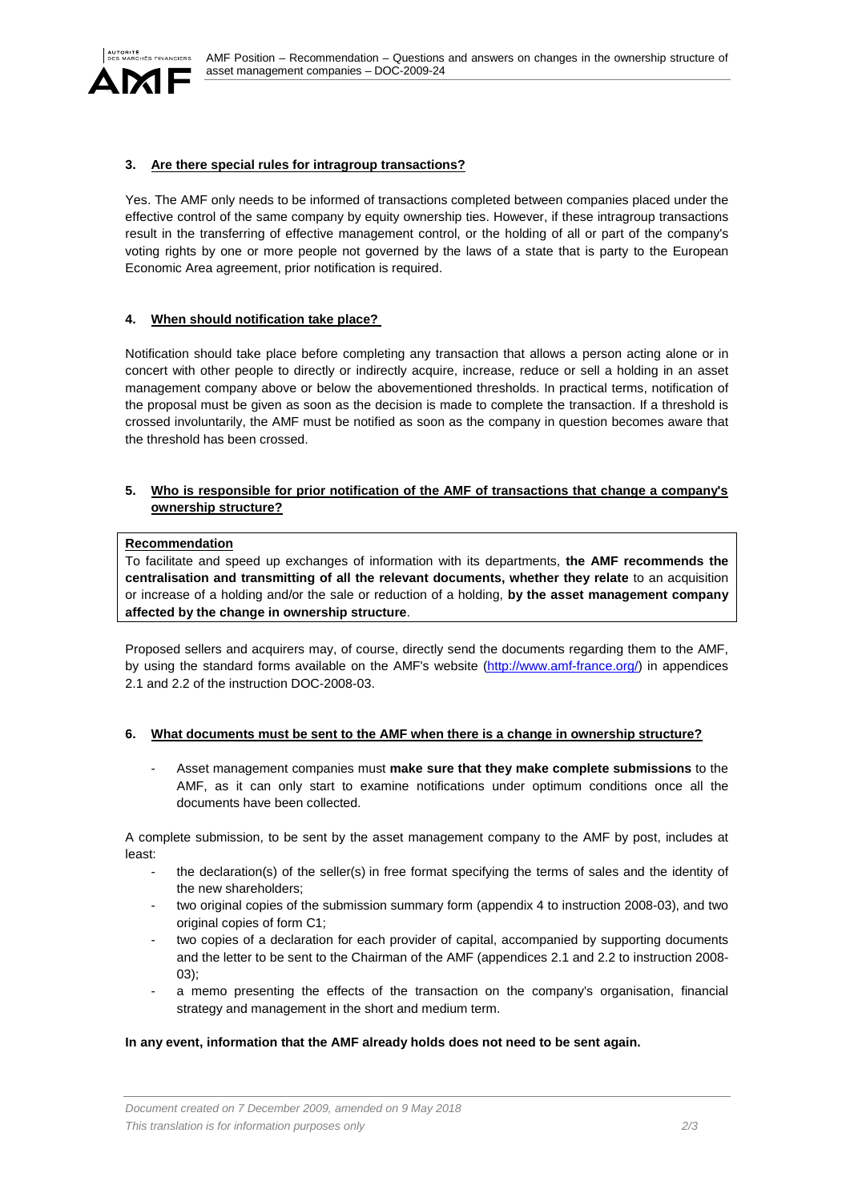### 3. Are there special rules for intragroup transactions?

Yes. The AMF only needs to be informed of transactions completed between companies placed under the effective control of the same company by equity ownership ties. However, if these intragroup transactions result in the transferring of effective management control, or the holding of all or part of the company's voting rights by one or more people not governed by the laws of a state that is party to the European Economic Area agreement, prior notification is required.

### 4. When should notification take place?

Notification should take place before completing any transaction that allows a person acting alone or in concert with other people to directly or indirectly acquire, increase, reduce or sell a holding in an asset management company above or below the abovementioned thresholds. In practical terms, notification of the proposal must be given as soon as the decision is made to complete the transaction. If a threshold is crossed involuntarily, the AMF must be notified as soon as the company in question becomes aware that the threshold has been crossed.

### 5. Who is responsible for prior notification of the AMF of transactions that change a company's ownership structure?

**Recommendation**

To facilitate and speed up exchanges of information with its departments, **the AMF recommends the centralisation and transmitting of all the relevant documents, whether they relate** to an acquisition or increase of a holding and/or the sale or reduction of a holding, **by the asset management company affected by the change in ownership structure**.

Proposed sellers and acquirers may, of course, directly send the documents regarding them to the AMF, by using the standard forms available on the AMF's website (http://www.amf-france.org/) in appendices 2.1 and 2.2 of the instruction DOC-2008-03.

### 6. What documents must be sent to the AMF when there is a change in ownership structure?

- Asset management companies must **make sure that they make complete submissions** to the AMF, as it can only start to examine notifications under optimum conditions once all the documents have been collected.

A complete submission, to be sent by the asset management company to the AMF by post, includes at least:

- the declaration(s) of the seller(s) in free format specifying the terms of sales and the identity of the new shareholders;
- two original copies of the submission summary form (appendix 4 to instruction 2008-03), and two original copies of form C1;
- two copies of a declaration for each provider of capital, accompanied by supporting documents and the letter to be sent to the Chairman of the AMF (appendices 2.1 and 2.2 to instruction 2008-03);
- a memo presenting the effects of the transaction on the company's organisation, financial strategy and management in the short and medium term.

**In any event, information that the AMF already holds does not need to be sent again.**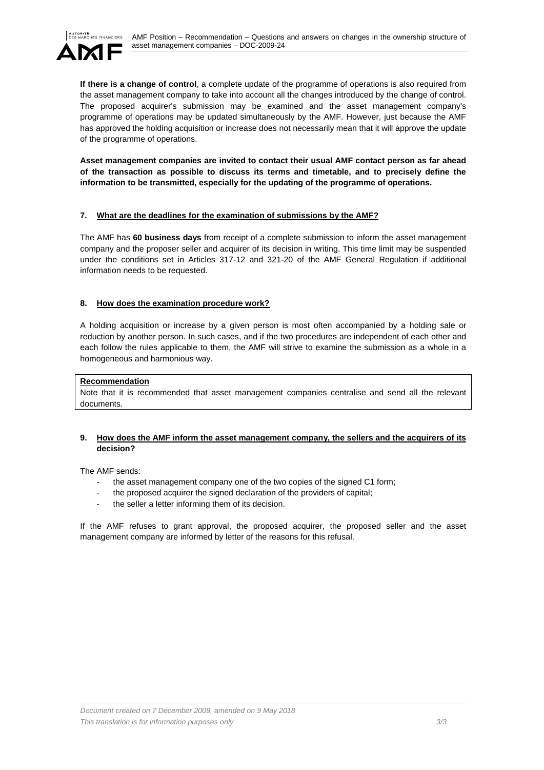**If there is a change of control**, a complete update of the programme of operations is also required from the asset management company to take into account all the changes introduced by the change of control. The proposed acquirer's submission may be examined and the asset management company's programme of operations may be updated simultaneously by the AMF. However, just because the AMF has approved the holding acquisition or increase does not necessarily mean that it will approve the update of the programme of operations.

**Asset management companies are invited to contact their usual AMF contact person as far ahead of the transaction as possible to discuss its terms and timetable, and to precisely define the information to be transmitted, especially for the updating of the programme of operations.**

## 7. What are the deadlines for the examination of submissions by the AMF?

The AMF has **60 business days** from receipt of a complete submission to inform the asset management company and the proposer seller and acquirer of its decision in writing. This time limit may be suspended under the conditions set in Articles 317-12 and 321-20 of the AMF General Regulation if additional information needs to be requested.

## 8. How does the examination procedure work?

A holding acquisition or increase by a given person is most often accompanied by a holding sale or reduction by another person. In such cases, and if the two procedures are independent of each other and each follow the rules applicable to them, the AMF will strive to examine the submission as a whole in a homogeneous and harmonious way.

**Recommendation**

Note that it is recommended that asset management companies centralise and send all the relevant documents.

## 9. How does the AMF inform the asset management company, the sellers and the acquirers of its decision?

The AMF sends:

- the asset management company one of the two copies of the signed C1 form;
- the proposed acquirer the signed declaration of the providers of capital;
- the seller a letter informing them of its decision.

If the AMF refuses to grant approval, the proposed acquirer, the proposed seller and the asset management company are informed by letter of the reasons for this refusal.

*Document created on 7 December 2009, amended on 9 May 2018*
*This translation is for information purposes only*